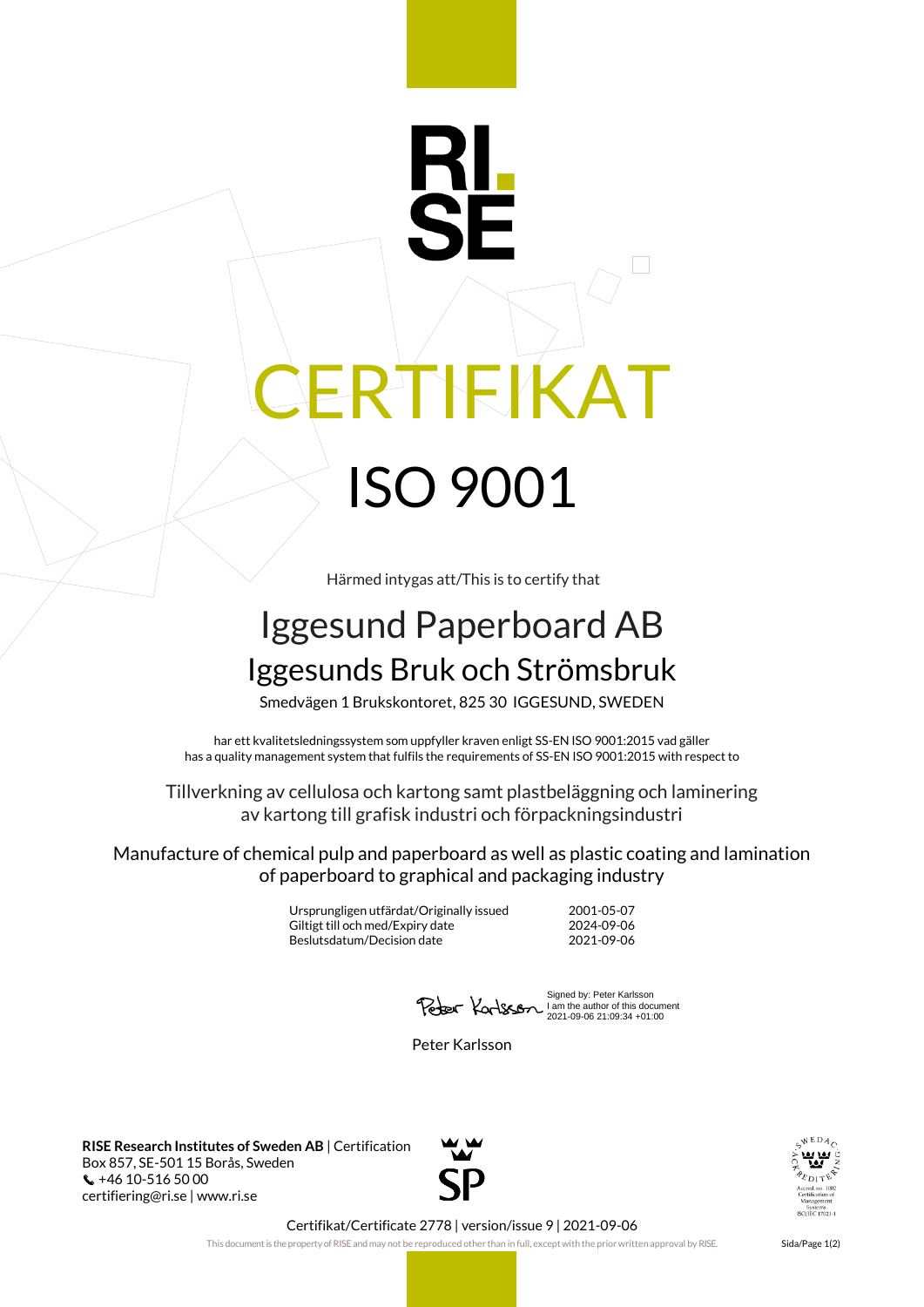RI. SE

# CERTIFIKAT

# ISO 9001

Härmed intygas att/This is to certify that

## Iggesund Paperboard AB

### Iggesunds Bruk och Strömsbruk

Smedvägen 1 Brukskontoret, 825 30 IGGESUND, SWEDEN

har ett kvalitetsledningssystem som uppfyller kraven enligt SS-EN ISO 9001:2015 vad gäller
has a quality management system that fulfils the requirements of SS-EN ISO 9001:2015 with respect to

Tillverkning av cellulosa och kartong samt plastbeläggning och laminering av kartong till grafisk industri och förpackningsindustri

Manufacture of chemical pulp and paperboard as well as plastic coating and lamination of paperboard to graphical and packaging industry

| | |
|---|---|
| Ursprungligen utfärdat/Originally issued | 2001-05-07 |
| Giltigt till och med/Expiry date | 2024-09-06 |
| Beslutsdatum/Decision date | 2021-09-06 |

Signed by: Peter Karlsson
I am the author of this document
2021-09-06 21:09:34 +01:00

Peter Karlsson

**RISE Research Institutes of Sweden AB** | Certification
Box 857, SE-501 15 Borås, Sweden
+46 10-516 50 00
certifiering@ri.se | www.ri.se

SP

SWEDAC ACKREDITERING
Accred. no. 1002
Certification of Management Systems
ISO/IEC 17021-1

Certifikat/Certificate 2778 | version/issue 9 | 2021-09-06

This document is the property of RISE and may not be reproduced other than in full, except with the prior written approval by RISE.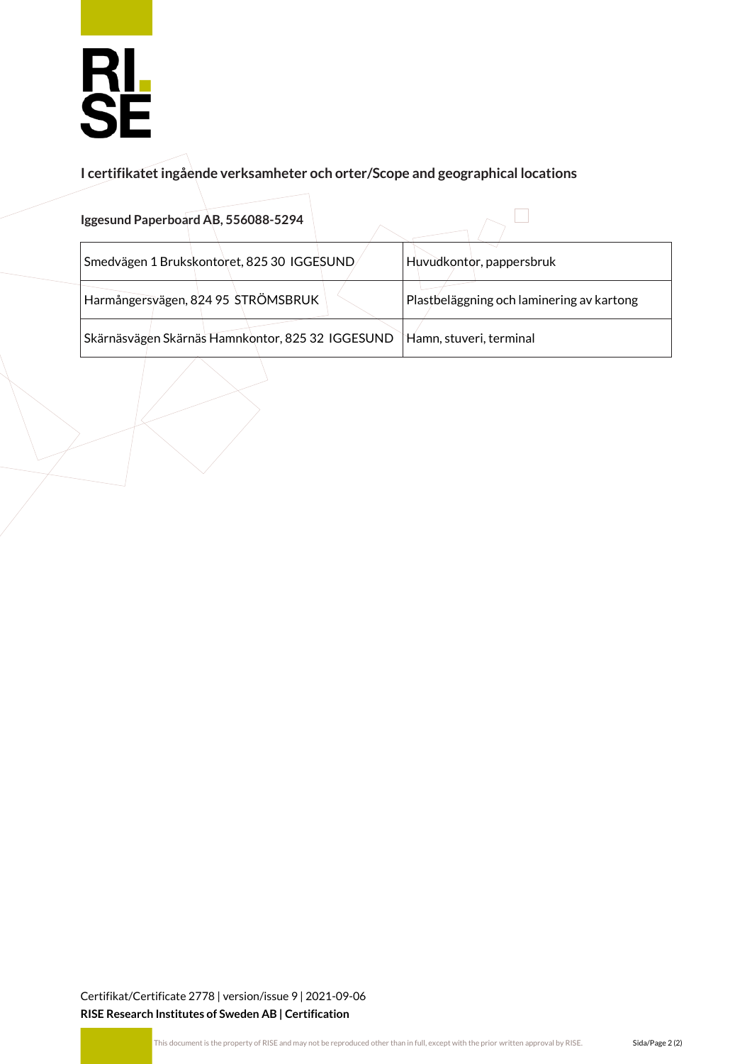## I certifikatet ingående verksamheter och orter/Scope and geographical locations

**Iggesund Paperboard AB, 556088-5294**

| | |
|---|---|
| Smedvägen 1 Brukskontoret, 825 30 IGGESUND | Huvudkontor, pappersbruk |
| Harmångersvägen, 824 95 STRÖMSBRUK | Plastbeläggning och laminering av kartong |
| Skärnäsvägen Skärnäs Hamnkontor, 825 32 IGGESUND | Hamn, stuveri, terminal |

Certifikat/Certificate 2778 | version/issue 9 | 2021-09-06

**RISE Research Institutes of Sweden AB | Certification**

This document is the property of RISE and may not be reproduced other than in full, except with the prior written approval by RISE.